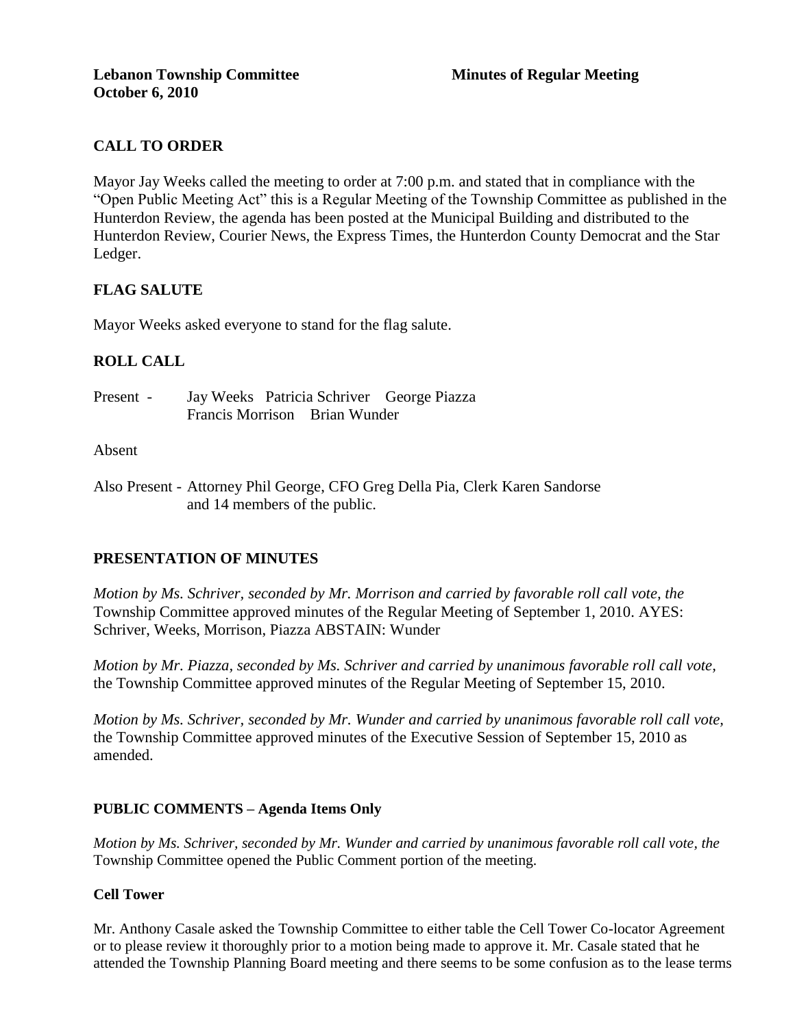**Lebanon Township Committee** **Minutes of Regular Meeting**
**October 6, 2010**

## CALL TO ORDER

Mayor Jay Weeks called the meeting to order at 7:00 p.m. and stated that in compliance with the "Open Public Meeting Act" this is a Regular Meeting of the Township Committee as published in the Hunterdon Review, the agenda has been posted at the Municipal Building and distributed to the Hunterdon Review, Courier News, the Express Times, the Hunterdon County Democrat and the Star Ledger.

## FLAG SALUTE

Mayor Weeks asked everyone to stand for the flag salute.

## ROLL CALL

Present - Jay Weeks Patricia Schriver George Piazza
Francis Morrison Brian Wunder

Absent

Also Present - Attorney Phil George, CFO Greg Della Pia, Clerk Karen Sandorse and 14 members of the public.

## PRESENTATION OF MINUTES

*Motion by Ms. Schriver, seconded by Mr. Morrison and carried by favorable roll call vote, the* Township Committee approved minutes of the Regular Meeting of September 1, 2010. AYES: Schriver, Weeks, Morrison, Piazza ABSTAIN: Wunder

*Motion by Mr. Piazza, seconded by Ms. Schriver and carried by unanimous favorable roll call vote,* the Township Committee approved minutes of the Regular Meeting of September 15, 2010.

*Motion by Ms. Schriver, seconded by Mr. Wunder and carried by unanimous favorable roll call vote,* the Township Committee approved minutes of the Executive Session of September 15, 2010 as amended.

## PUBLIC COMMENTS – Agenda Items Only

*Motion by Ms. Schriver, seconded by Mr. Wunder and carried by unanimous favorable roll call vote, the* Township Committee opened the Public Comment portion of the meeting.

### Cell Tower

Mr. Anthony Casale asked the Township Committee to either table the Cell Tower Co-locator Agreement or to please review it thoroughly prior to a motion being made to approve it. Mr. Casale stated that he attended the Township Planning Board meeting and there seems to be some confusion as to the lease terms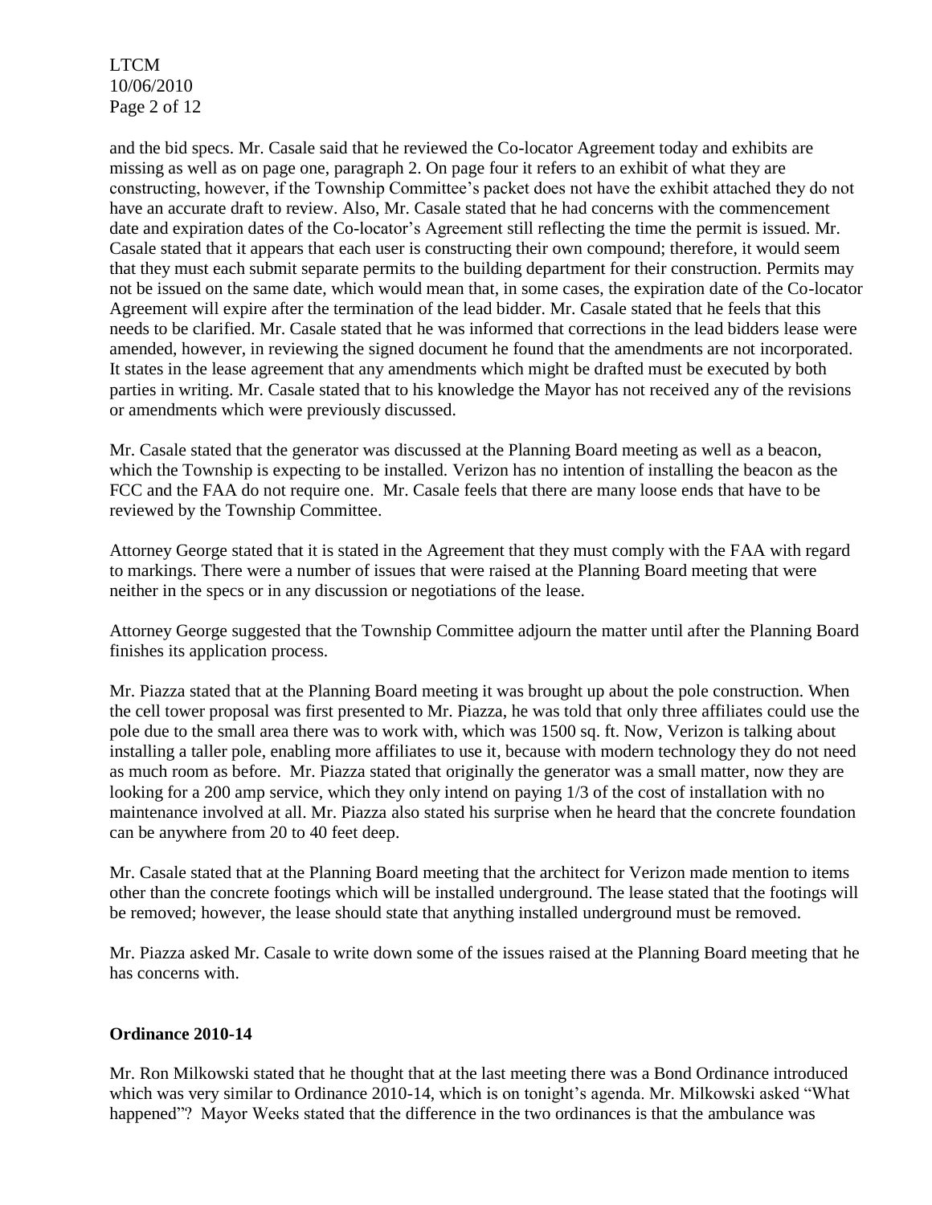and the bid specs. Mr. Casale said that he reviewed the Co-locator Agreement today and exhibits are missing as well as on page one, paragraph 2. On page four it refers to an exhibit of what they are constructing, however, if the Township Committee's packet does not have the exhibit attached they do not have an accurate draft to review. Also, Mr. Casale stated that he had concerns with the commencement date and expiration dates of the Co-locator's Agreement still reflecting the time the permit is issued. Mr. Casale stated that it appears that each user is constructing their own compound; therefore, it would seem that they must each submit separate permits to the building department for their construction. Permits may not be issued on the same date, which would mean that, in some cases, the expiration date of the Co-locator Agreement will expire after the termination of the lead bidder. Mr. Casale stated that he feels that this needs to be clarified. Mr. Casale stated that he was informed that corrections in the lead bidders lease were amended, however, in reviewing the signed document he found that the amendments are not incorporated. It states in the lease agreement that any amendments which might be drafted must be executed by both parties in writing. Mr. Casale stated that to his knowledge the Mayor has not received any of the revisions or amendments which were previously discussed.

Mr. Casale stated that the generator was discussed at the Planning Board meeting as well as a beacon, which the Township is expecting to be installed. Verizon has no intention of installing the beacon as the FCC and the FAA do not require one. Mr. Casale feels that there are many loose ends that have to be reviewed by the Township Committee.

Attorney George stated that it is stated in the Agreement that they must comply with the FAA with regard to markings. There were a number of issues that were raised at the Planning Board meeting that were neither in the specs or in any discussion or negotiations of the lease.

Attorney George suggested that the Township Committee adjourn the matter until after the Planning Board finishes its application process.

Mr. Piazza stated that at the Planning Board meeting it was brought up about the pole construction. When the cell tower proposal was first presented to Mr. Piazza, he was told that only three affiliates could use the pole due to the small area there was to work with, which was 1500 sq. ft. Now, Verizon is talking about installing a taller pole, enabling more affiliates to use it, because with modern technology they do not need as much room as before. Mr. Piazza stated that originally the generator was a small matter, now they are looking for a 200 amp service, which they only intend on paying 1/3 of the cost of installation with no maintenance involved at all. Mr. Piazza also stated his surprise when he heard that the concrete foundation can be anywhere from 20 to 40 feet deep.

Mr. Casale stated that at the Planning Board meeting that the architect for Verizon made mention to items other than the concrete footings which will be installed underground. The lease stated that the footings will be removed; however, the lease should state that anything installed underground must be removed.

Mr. Piazza asked Mr. Casale to write down some of the issues raised at the Planning Board meeting that he has concerns with.

**Ordinance 2010-14**

Mr. Ron Milkowski stated that he thought that at the last meeting there was a Bond Ordinance introduced which was very similar to Ordinance 2010-14, which is on tonight's agenda. Mr. Milkowski asked "What happened"? Mayor Weeks stated that the difference in the two ordinances is that the ambulance was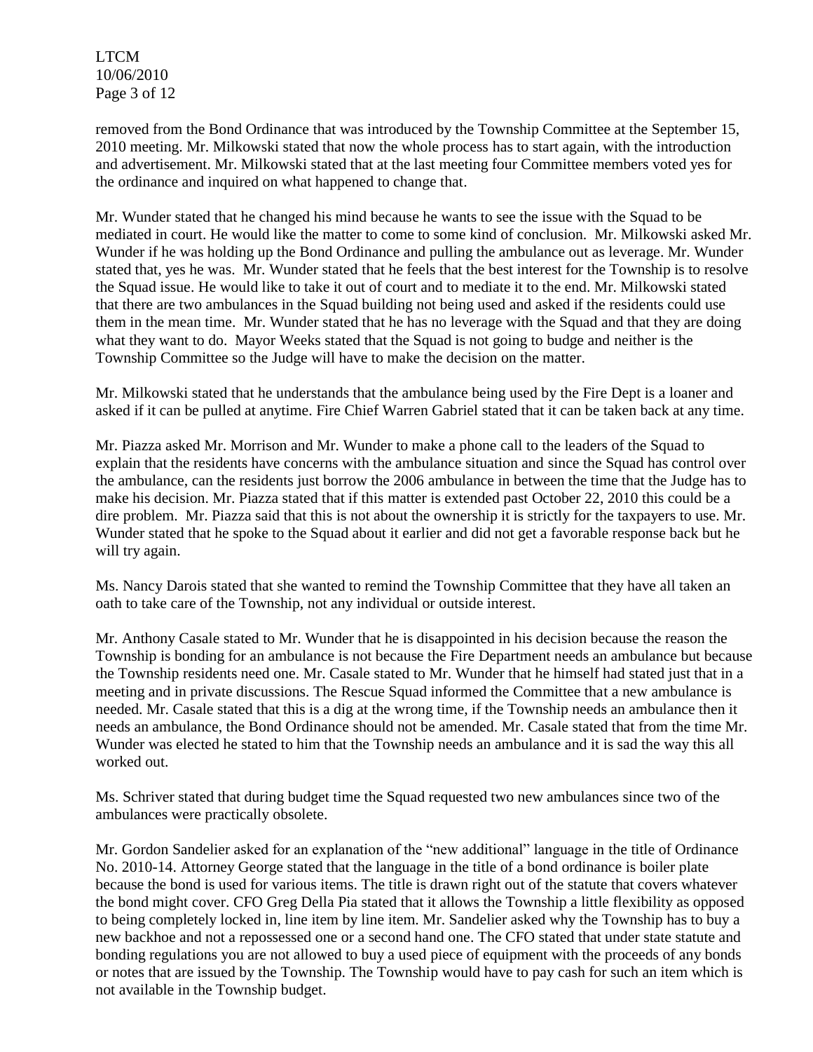removed from the Bond Ordinance that was introduced by the Township Committee at the September 15, 2010 meeting. Mr. Milkowski stated that now the whole process has to start again, with the introduction and advertisement. Mr. Milkowski stated that at the last meeting four Committee members voted yes for the ordinance and inquired on what happened to change that.

Mr. Wunder stated that he changed his mind because he wants to see the issue with the Squad to be mediated in court. He would like the matter to come to some kind of conclusion. Mr. Milkowski asked Mr. Wunder if he was holding up the Bond Ordinance and pulling the ambulance out as leverage. Mr. Wunder stated that, yes he was. Mr. Wunder stated that he feels that the best interest for the Township is to resolve the Squad issue. He would like to take it out of court and to mediate it to the end. Mr. Milkowski stated that there are two ambulances in the Squad building not being used and asked if the residents could use them in the mean time. Mr. Wunder stated that he has no leverage with the Squad and that they are doing what they want to do. Mayor Weeks stated that the Squad is not going to budge and neither is the Township Committee so the Judge will have to make the decision on the matter.

Mr. Milkowski stated that he understands that the ambulance being used by the Fire Dept is a loaner and asked if it can be pulled at anytime. Fire Chief Warren Gabriel stated that it can be taken back at any time.

Mr. Piazza asked Mr. Morrison and Mr. Wunder to make a phone call to the leaders of the Squad to explain that the residents have concerns with the ambulance situation and since the Squad has control over the ambulance, can the residents just borrow the 2006 ambulance in between the time that the Judge has to make his decision. Mr. Piazza stated that if this matter is extended past October 22, 2010 this could be a dire problem. Mr. Piazza said that this is not about the ownership it is strictly for the taxpayers to use. Mr. Wunder stated that he spoke to the Squad about it earlier and did not get a favorable response back but he will try again.

Ms. Nancy Darois stated that she wanted to remind the Township Committee that they have all taken an oath to take care of the Township, not any individual or outside interest.

Mr. Anthony Casale stated to Mr. Wunder that he is disappointed in his decision because the reason the Township is bonding for an ambulance is not because the Fire Department needs an ambulance but because the Township residents need one. Mr. Casale stated to Mr. Wunder that he himself had stated just that in a meeting and in private discussions. The Rescue Squad informed the Committee that a new ambulance is needed. Mr. Casale stated that this is a dig at the wrong time, if the Township needs an ambulance then it needs an ambulance, the Bond Ordinance should not be amended. Mr. Casale stated that from the time Mr. Wunder was elected he stated to him that the Township needs an ambulance and it is sad the way this all worked out.

Ms. Schriver stated that during budget time the Squad requested two new ambulances since two of the ambulances were practically obsolete.

Mr. Gordon Sandelier asked for an explanation of the "new additional" language in the title of Ordinance No. 2010-14. Attorney George stated that the language in the title of a bond ordinance is boiler plate because the bond is used for various items. The title is drawn right out of the statute that covers whatever the bond might cover. CFO Greg Della Pia stated that it allows the Township a little flexibility as opposed to being completely locked in, line item by line item. Mr. Sandelier asked why the Township has to buy a new backhoe and not a repossessed one or a second hand one. The CFO stated that under state statute and bonding regulations you are not allowed to buy a used piece of equipment with the proceeds of any bonds or notes that are issued by the Township. The Township would have to pay cash for such an item which is not available in the Township budget.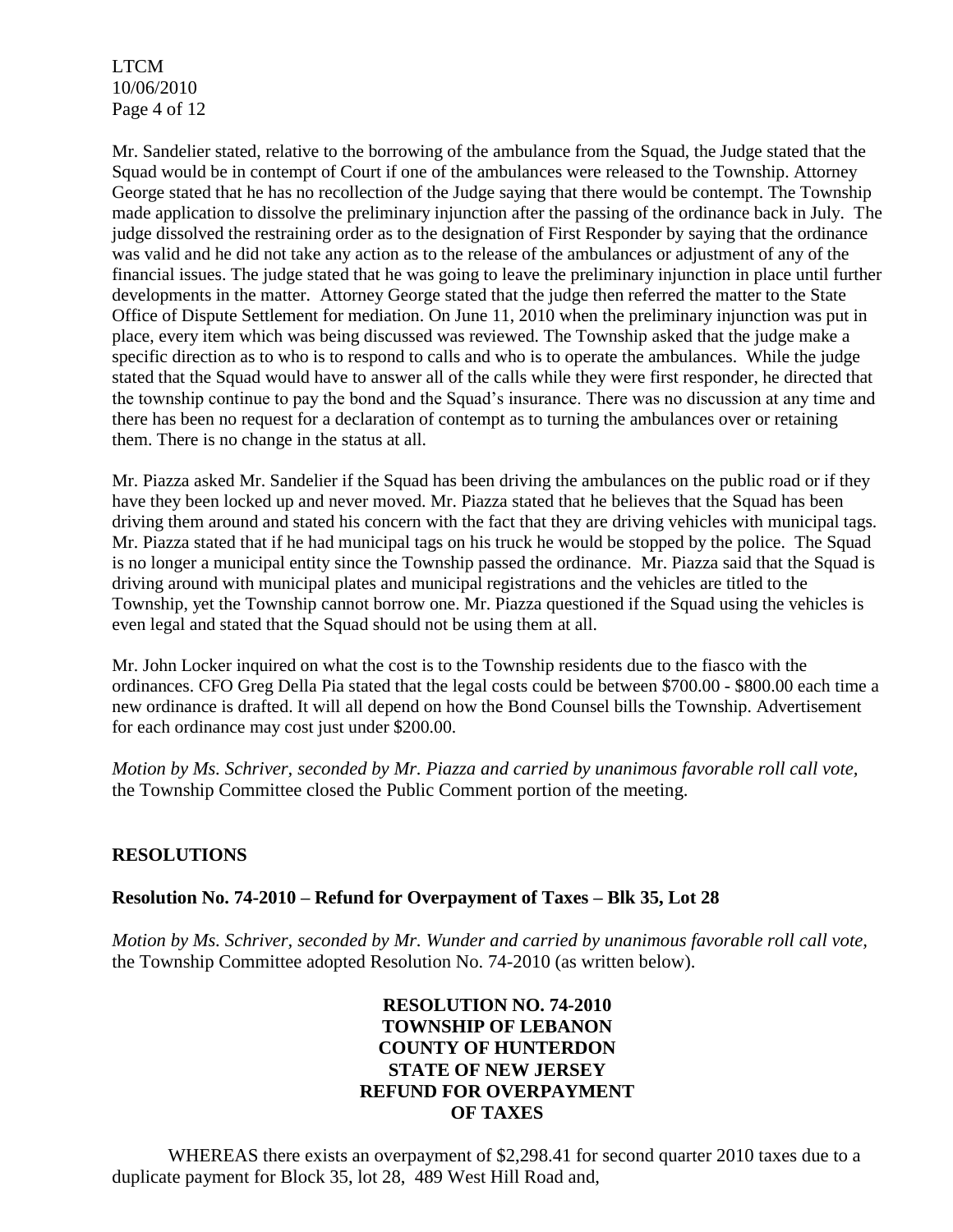Mr. Sandelier stated, relative to the borrowing of the ambulance from the Squad, the Judge stated that the Squad would be in contempt of Court if one of the ambulances were released to the Township. Attorney George stated that he has no recollection of the Judge saying that there would be contempt. The Township made application to dissolve the preliminary injunction after the passing of the ordinance back in July. The judge dissolved the restraining order as to the designation of First Responder by saying that the ordinance was valid and he did not take any action as to the release of the ambulances or adjustment of any of the financial issues. The judge stated that he was going to leave the preliminary injunction in place until further developments in the matter. Attorney George stated that the judge then referred the matter to the State Office of Dispute Settlement for mediation. On June 11, 2010 when the preliminary injunction was put in place, every item which was being discussed was reviewed. The Township asked that the judge make a specific direction as to who is to respond to calls and who is to operate the ambulances. While the judge stated that the Squad would have to answer all of the calls while they were first responder, he directed that the township continue to pay the bond and the Squad's insurance. There was no discussion at any time and there has been no request for a declaration of contempt as to turning the ambulances over or retaining them. There is no change in the status at all.

Mr. Piazza asked Mr. Sandelier if the Squad has been driving the ambulances on the public road or if they have they been locked up and never moved. Mr. Piazza stated that he believes that the Squad has been driving them around and stated his concern with the fact that they are driving vehicles with municipal tags. Mr. Piazza stated that if he had municipal tags on his truck he would be stopped by the police. The Squad is no longer a municipal entity since the Township passed the ordinance. Mr. Piazza said that the Squad is driving around with municipal plates and municipal registrations and the vehicles are titled to the Township, yet the Township cannot borrow one. Mr. Piazza questioned if the Squad using the vehicles is even legal and stated that the Squad should not be using them at all.

Mr. John Locker inquired on what the cost is to the Township residents due to the fiasco with the ordinances. CFO Greg Della Pia stated that the legal costs could be between $700.00 - $800.00 each time a new ordinance is drafted. It will all depend on how the Bond Counsel bills the Township. Advertisement for each ordinance may cost just under $200.00.

*Motion by Ms. Schriver, seconded by Mr. Piazza and carried by unanimous favorable roll call vote,* the Township Committee closed the Public Comment portion of the meeting.

## RESOLUTIONS

### Resolution No. 74-2010 – Refund for Overpayment of Taxes – Blk 35, Lot 28

*Motion by Ms. Schriver, seconded by Mr. Wunder and carried by unanimous favorable roll call vote,* the Township Committee adopted Resolution No. 74-2010 (as written below).

**RESOLUTION NO. 74-2010**
**TOWNSHIP OF LEBANON**
**COUNTY OF HUNTERDON**
**STATE OF NEW JERSEY**
**REFUND FOR OVERPAYMENT OF TAXES**

WHEREAS there exists an overpayment of $2,298.41 for second quarter 2010 taxes due to a duplicate payment for Block 35, lot 28, 489 West Hill Road and,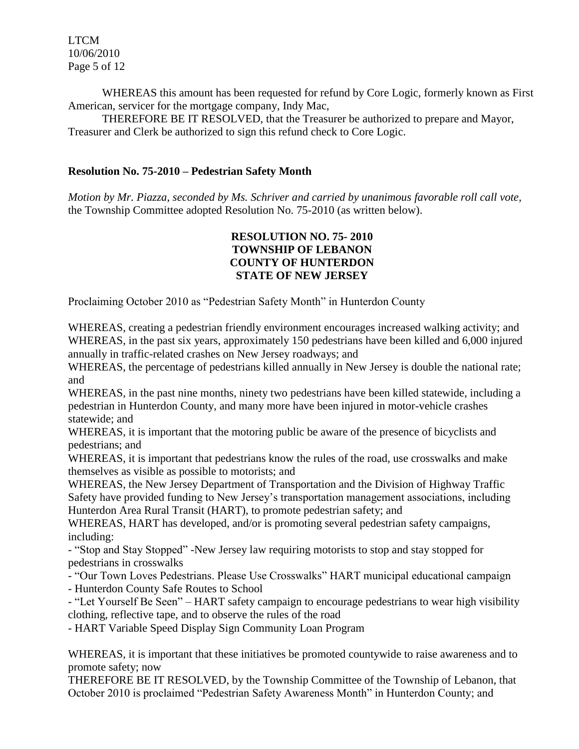WHEREAS this amount has been requested for refund by Core Logic, formerly known as First American, servicer for the mortgage company, Indy Mac,

THEREFORE BE IT RESOLVED, that the Treasurer be authorized to prepare and Mayor, Treasurer and Clerk be authorized to sign this refund check to Core Logic.

**Resolution No. 75-2010 – Pedestrian Safety Month**

*Motion by Mr. Piazza, seconded by Ms. Schriver and carried by unanimous favorable roll call vote,* the Township Committee adopted Resolution No. 75-2010 (as written below).

**RESOLUTION NO. 75- 2010**
**TOWNSHIP OF LEBANON**
**COUNTY OF HUNTERDON**
**STATE OF NEW JERSEY**

Proclaiming October 2010 as "Pedestrian Safety Month" in Hunterdon County

WHEREAS, creating a pedestrian friendly environment encourages increased walking activity; and
WHEREAS, in the past six years, approximately 150 pedestrians have been killed and 6,000 injured annually in traffic-related crashes on New Jersey roadways; and
WHEREAS, the percentage of pedestrians killed annually in New Jersey is double the national rate; and
WHEREAS, in the past nine months, ninety two pedestrians have been killed statewide, including a pedestrian in Hunterdon County, and many more have been injured in motor-vehicle crashes statewide; and
WHEREAS, it is important that the motoring public be aware of the presence of bicyclists and pedestrians; and
WHEREAS, it is important that pedestrians know the rules of the road, use crosswalks and make themselves as visible as possible to motorists; and
WHEREAS, the New Jersey Department of Transportation and the Division of Highway Traffic Safety have provided funding to New Jersey's transportation management associations, including Hunterdon Area Rural Transit (HART), to promote pedestrian safety; and
WHEREAS, HART has developed, and/or is promoting several pedestrian safety campaigns, including:

- "Stop and Stay Stopped" -New Jersey law requiring motorists to stop and stay stopped for pedestrians in crosswalks
- "Our Town Loves Pedestrians. Please Use Crosswalks" HART municipal educational campaign
- Hunterdon County Safe Routes to School
- "Let Yourself Be Seen" – HART safety campaign to encourage pedestrians to wear high visibility clothing, reflective tape, and to observe the rules of the road
- HART Variable Speed Display Sign Community Loan Program

WHEREAS, it is important that these initiatives be promoted countywide to raise awareness and to promote safety; now
THEREFORE BE IT RESOLVED, by the Township Committee of the Township of Lebanon, that October 2010 is proclaimed "Pedestrian Safety Awareness Month" in Hunterdon County; and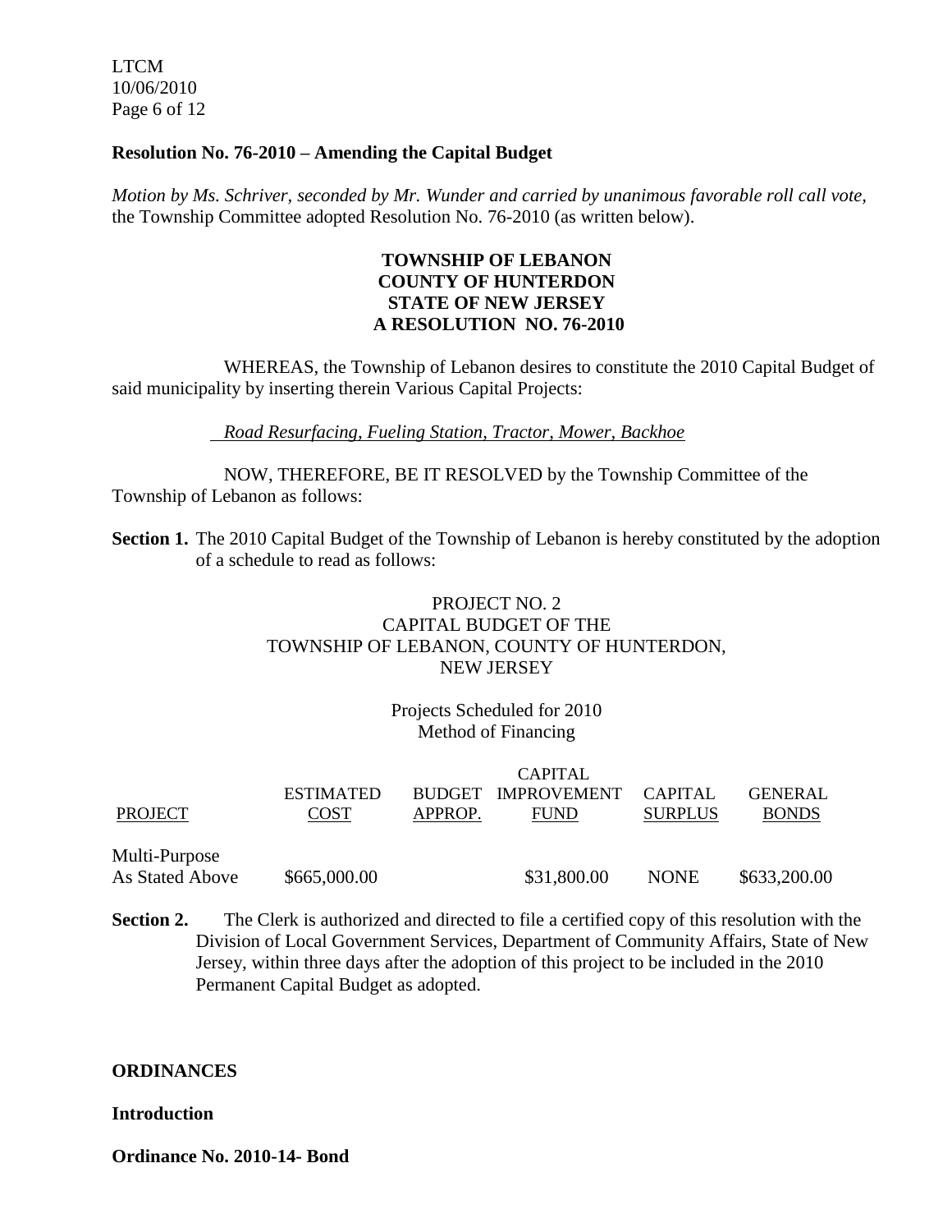**Resolution No. 76-2010 – Amending the Capital Budget**

*Motion by Ms. Schriver, seconded by Mr. Wunder and carried by unanimous favorable roll call vote,* the Township Committee adopted Resolution No. 76-2010 (as written below).

**TOWNSHIP OF LEBANON**
**COUNTY OF HUNTERDON**
**STATE OF NEW JERSEY**
**A RESOLUTION NO. 76-2010**

WHEREAS, the Township of Lebanon desires to constitute the 2010 Capital Budget of said municipality by inserting therein Various Capital Projects:

*Road Resurfacing, Fueling Station, Tractor, Mower, Backhoe*

NOW, THEREFORE, BE IT RESOLVED by the Township Committee of the Township of Lebanon as follows:

**Section 1.** The 2010 Capital Budget of the Township of Lebanon is hereby constituted by the adoption of a schedule to read as follows:

PROJECT NO. 2
CAPITAL BUDGET OF THE
TOWNSHIP OF LEBANON, COUNTY OF HUNTERDON,
NEW JERSEY

Projects Scheduled for 2010
Method of Financing

| PROJECT | ESTIMATED COST | BUDGET APPROP. | CAPITAL IMPROVEMENT FUND | CAPITAL SURPLUS | GENERAL BONDS |
|---|---|---|---|---|---|
| Multi-Purpose As Stated Above | $665,000.00 | | $31,800.00 | NONE | $633,200.00 |

**Section 2.** The Clerk is authorized and directed to file a certified copy of this resolution with the Division of Local Government Services, Department of Community Affairs, State of New Jersey, within three days after the adoption of this project to be included in the 2010 Permanent Capital Budget as adopted.

**ORDINANCES**

**Introduction**

**Ordinance No. 2010-14- Bond**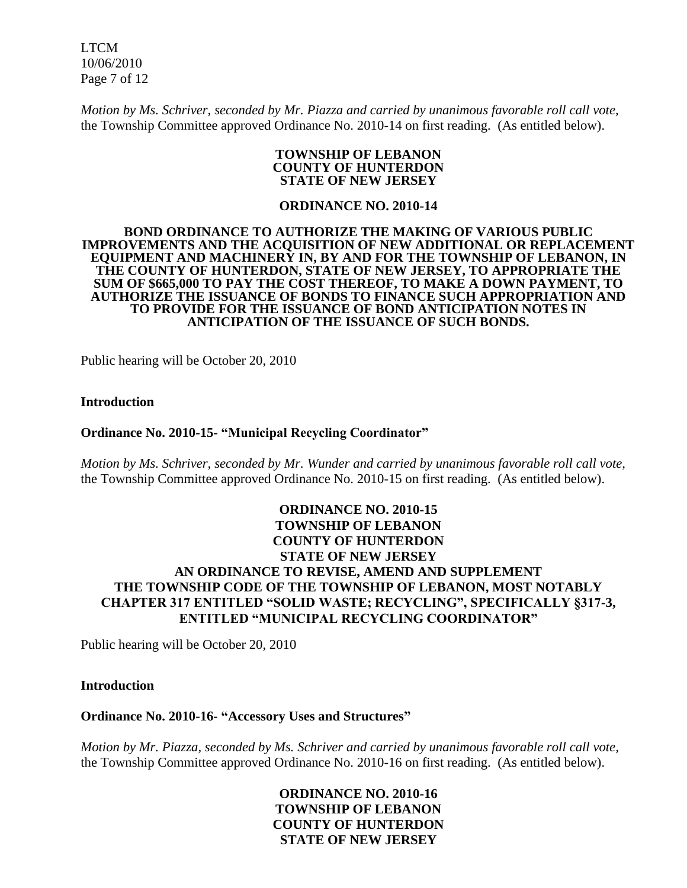*Motion by Ms. Schriver, seconded by Mr. Piazza and carried by unanimous favorable roll call vote,* the Township Committee approved Ordinance No. 2010-14 on first reading. (As entitled below).

**TOWNSHIP OF LEBANON**
**COUNTY OF HUNTERDON**
**STATE OF NEW JERSEY**

**ORDINANCE NO. 2010-14**

**BOND ORDINANCE TO AUTHORIZE THE MAKING OF VARIOUS PUBLIC IMPROVEMENTS AND THE ACQUISITION OF NEW ADDITIONAL OR REPLACEMENT EQUIPMENT AND MACHINERY IN, BY AND FOR THE TOWNSHIP OF LEBANON, IN THE COUNTY OF HUNTERDON, STATE OF NEW JERSEY, TO APPROPRIATE THE SUM OF $665,000 TO PAY THE COST THEREOF, TO MAKE A DOWN PAYMENT, TO AUTHORIZE THE ISSUANCE OF BONDS TO FINANCE SUCH APPROPRIATION AND TO PROVIDE FOR THE ISSUANCE OF BOND ANTICIPATION NOTES IN ANTICIPATION OF THE ISSUANCE OF SUCH BONDS.**

Public hearing will be October 20, 2010

**Introduction**

**Ordinance No. 2010-15- "Municipal Recycling Coordinator"**

*Motion by Ms. Schriver, seconded by Mr. Wunder and carried by unanimous favorable roll call vote,* the Township Committee approved Ordinance No. 2010-15 on first reading. (As entitled below).

**ORDINANCE NO. 2010-15**
**TOWNSHIP OF LEBANON**
**COUNTY OF HUNTERDON**
**STATE OF NEW JERSEY**
**AN ORDINANCE TO REVISE, AMEND AND SUPPLEMENT THE TOWNSHIP CODE OF THE TOWNSHIP OF LEBANON, MOST NOTABLY CHAPTER 317 ENTITLED "SOLID WASTE; RECYCLING", SPECIFICALLY §317-3, ENTITLED "MUNICIPAL RECYCLING COORDINATOR"**

Public hearing will be October 20, 2010

**Introduction**

**Ordinance No. 2010-16- "Accessory Uses and Structures"**

*Motion by Mr. Piazza, seconded by Ms. Schriver and carried by unanimous favorable roll call vote,* the Township Committee approved Ordinance No. 2010-16 on first reading. (As entitled below).

**ORDINANCE NO. 2010-16**
**TOWNSHIP OF LEBANON**
**COUNTY OF HUNTERDON**
**STATE OF NEW JERSEY**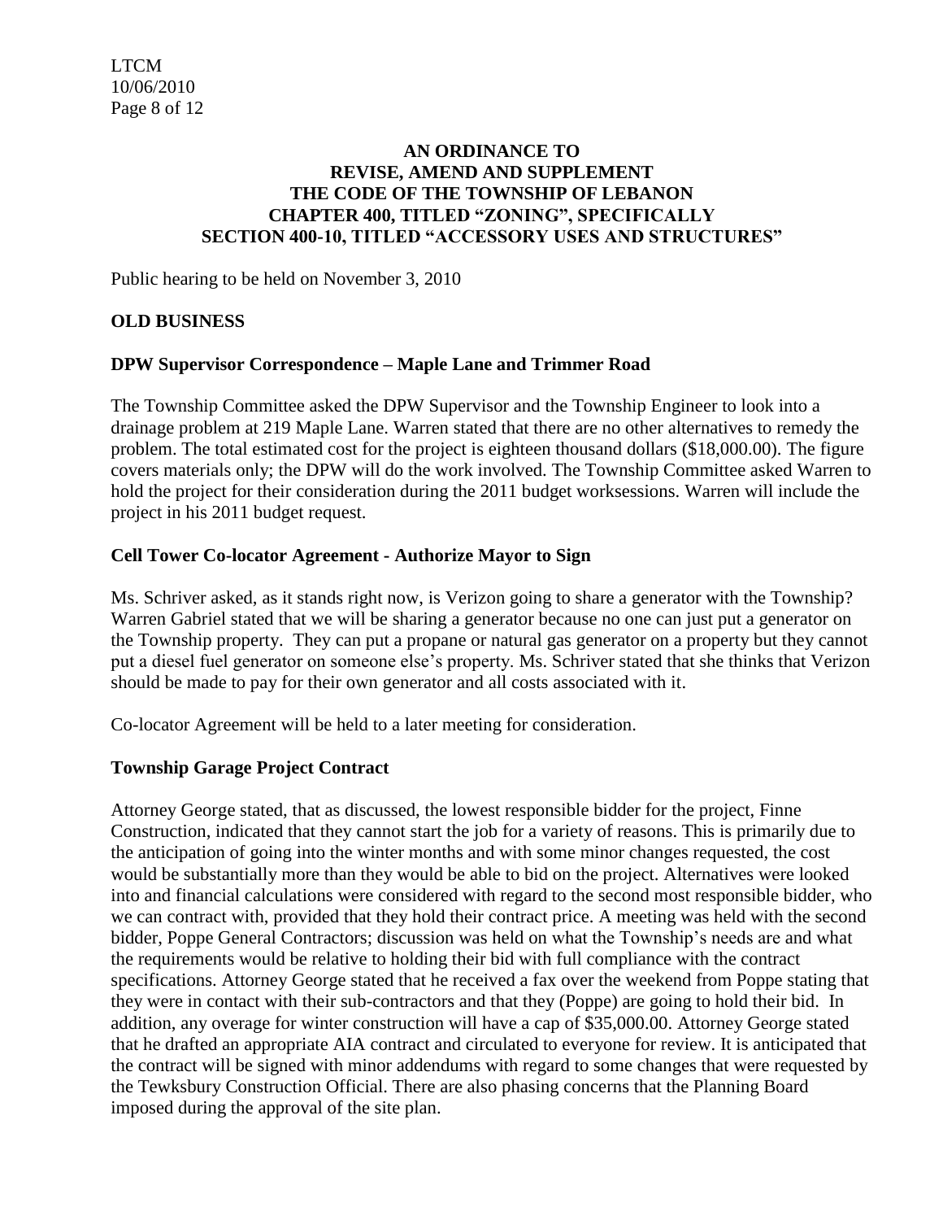**AN ORDINANCE TO REVISE, AMEND AND SUPPLEMENT THE CODE OF THE TOWNSHIP OF LEBANON CHAPTER 400, TITLED "ZONING", SPECIFICALLY SECTION 400-10, TITLED "ACCESSORY USES AND STRUCTURES"**

Public hearing to be held on November 3, 2010

## OLD BUSINESS

### DPW Supervisor Correspondence – Maple Lane and Trimmer Road

The Township Committee asked the DPW Supervisor and the Township Engineer to look into a drainage problem at 219 Maple Lane. Warren stated that there are no other alternatives to remedy the problem. The total estimated cost for the project is eighteen thousand dollars ($18,000.00). The figure covers materials only; the DPW will do the work involved. The Township Committee asked Warren to hold the project for their consideration during the 2011 budget worksessions. Warren will include the project in his 2011 budget request.

### Cell Tower Co-locator Agreement - Authorize Mayor to Sign

Ms. Schriver asked, as it stands right now, is Verizon going to share a generator with the Township? Warren Gabriel stated that we will be sharing a generator because no one can just put a generator on the Township property. They can put a propane or natural gas generator on a property but they cannot put a diesel fuel generator on someone else's property. Ms. Schriver stated that she thinks that Verizon should be made to pay for their own generator and all costs associated with it.

Co-locator Agreement will be held to a later meeting for consideration.

### Township Garage Project Contract

Attorney George stated, that as discussed, the lowest responsible bidder for the project, Finne Construction, indicated that they cannot start the job for a variety of reasons. This is primarily due to the anticipation of going into the winter months and with some minor changes requested, the cost would be substantially more than they would be able to bid on the project. Alternatives were looked into and financial calculations were considered with regard to the second most responsible bidder, who we can contract with, provided that they hold their contract price. A meeting was held with the second bidder, Poppe General Contractors; discussion was held on what the Township's needs are and what the requirements would be relative to holding their bid with full compliance with the contract specifications. Attorney George stated that he received a fax over the weekend from Poppe stating that they were in contact with their sub-contractors and that they (Poppe) are going to hold their bid. In addition, any overage for winter construction will have a cap of $35,000.00. Attorney George stated that he drafted an appropriate AIA contract and circulated to everyone for review. It is anticipated that the contract will be signed with minor addendums with regard to some changes that were requested by the Tewksbury Construction Official. There are also phasing concerns that the Planning Board imposed during the approval of the site plan.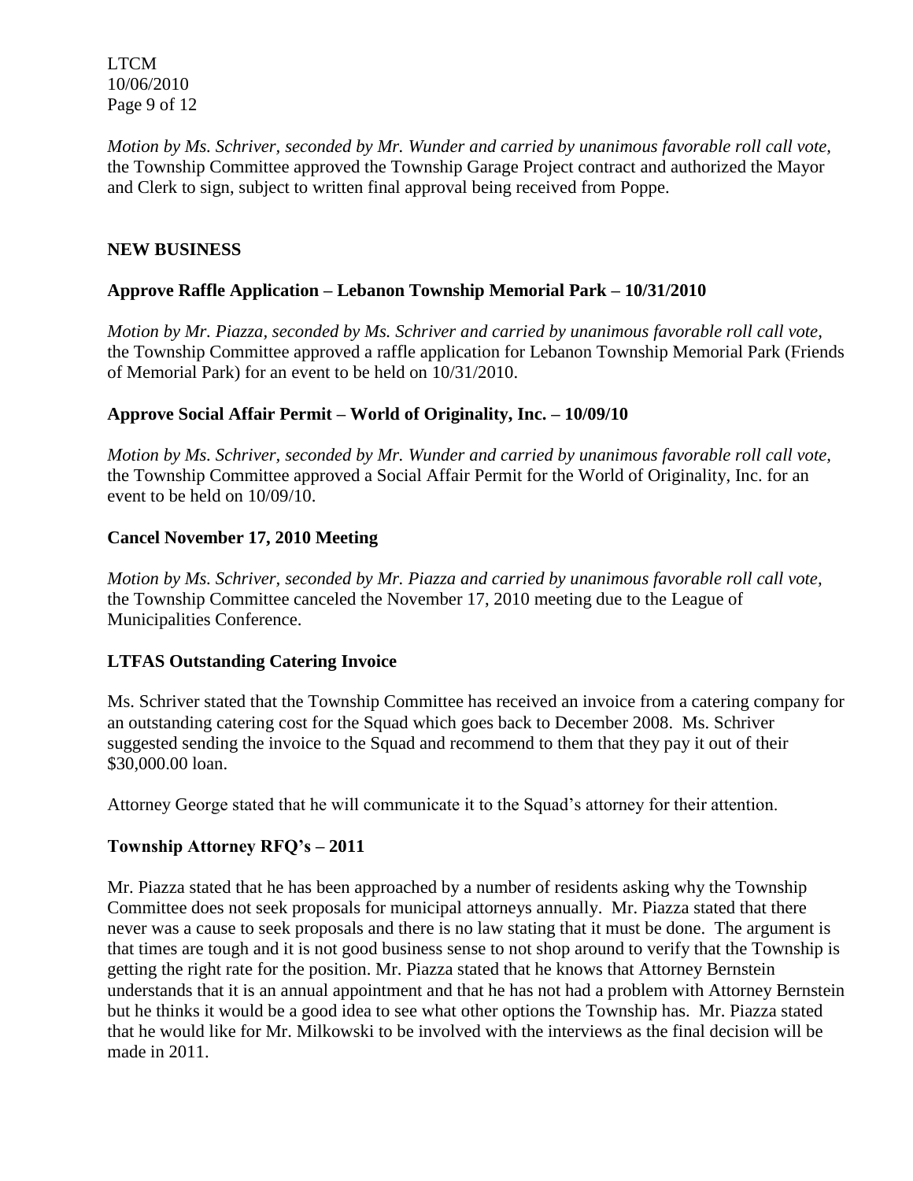*Motion by Ms. Schriver, seconded by Mr. Wunder and carried by unanimous favorable roll call vote,* the Township Committee approved the Township Garage Project contract and authorized the Mayor and Clerk to sign, subject to written final approval being received from Poppe.

## NEW BUSINESS

### Approve Raffle Application – Lebanon Township Memorial Park – 10/31/2010

*Motion by Mr. Piazza, seconded by Ms. Schriver and carried by unanimous favorable roll call vote,* the Township Committee approved a raffle application for Lebanon Township Memorial Park (Friends of Memorial Park) for an event to be held on 10/31/2010.

### Approve Social Affair Permit – World of Originality, Inc. – 10/09/10

*Motion by Ms. Schriver, seconded by Mr. Wunder and carried by unanimous favorable roll call vote,* the Township Committee approved a Social Affair Permit for the World of Originality, Inc. for an event to be held on 10/09/10.

### Cancel November 17, 2010 Meeting

*Motion by Ms. Schriver, seconded by Mr. Piazza and carried by unanimous favorable roll call vote,* the Township Committee canceled the November 17, 2010 meeting due to the League of Municipalities Conference.

### LTFAS Outstanding Catering Invoice

Ms. Schriver stated that the Township Committee has received an invoice from a catering company for an outstanding catering cost for the Squad which goes back to December 2008. Ms. Schriver suggested sending the invoice to the Squad and recommend to them that they pay it out of their $30,000.00 loan.

Attorney George stated that he will communicate it to the Squad's attorney for their attention.

### Township Attorney RFQ's – 2011

Mr. Piazza stated that he has been approached by a number of residents asking why the Township Committee does not seek proposals for municipal attorneys annually. Mr. Piazza stated that there never was a cause to seek proposals and there is no law stating that it must be done. The argument is that times are tough and it is not good business sense to not shop around to verify that the Township is getting the right rate for the position. Mr. Piazza stated that he knows that Attorney Bernstein understands that it is an annual appointment and that he has not had a problem with Attorney Bernstein but he thinks it would be a good idea to see what other options the Township has. Mr. Piazza stated that he would like for Mr. Milkowski to be involved with the interviews as the final decision will be made in 2011.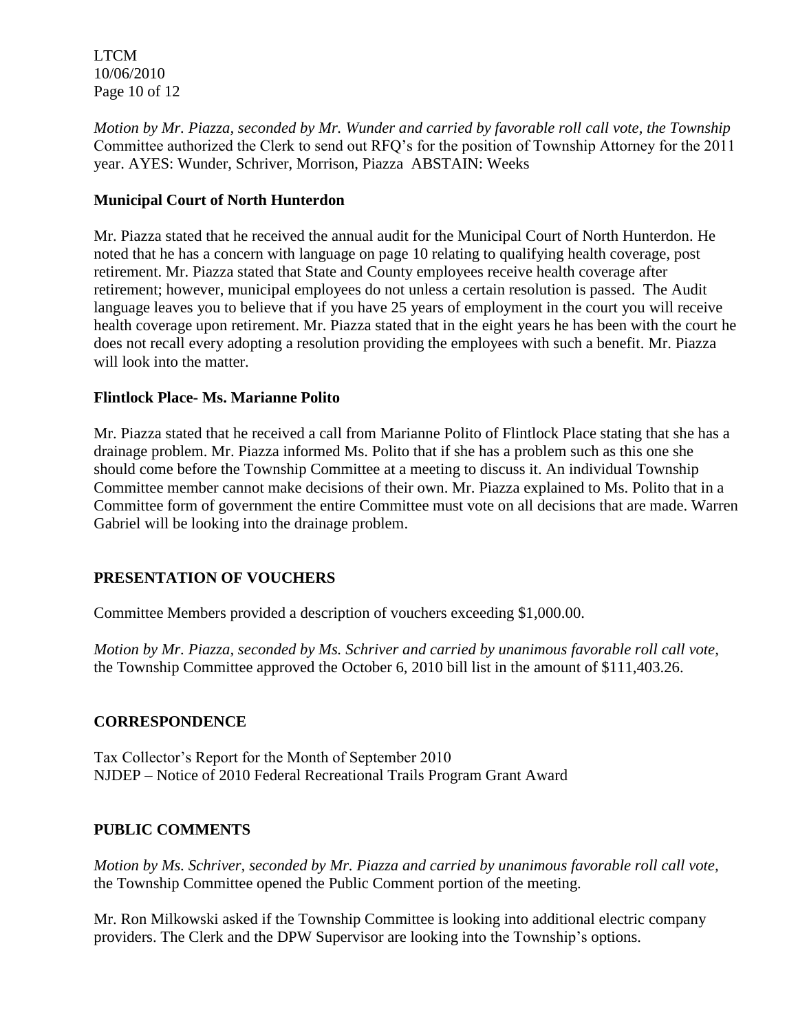*Motion by Mr. Piazza, seconded by Mr. Wunder and carried by favorable roll call vote, the Township* Committee authorized the Clerk to send out RFQ's for the position of Township Attorney for the 2011 year. AYES: Wunder, Schriver, Morrison, Piazza ABSTAIN: Weeks

**Municipal Court of North Hunterdon**

Mr. Piazza stated that he received the annual audit for the Municipal Court of North Hunterdon. He noted that he has a concern with language on page 10 relating to qualifying health coverage, post retirement. Mr. Piazza stated that State and County employees receive health coverage after retirement; however, municipal employees do not unless a certain resolution is passed. The Audit language leaves you to believe that if you have 25 years of employment in the court you will receive health coverage upon retirement. Mr. Piazza stated that in the eight years he has been with the court he does not recall every adopting a resolution providing the employees with such a benefit. Mr. Piazza will look into the matter.

**Flintlock Place- Ms. Marianne Polito**

Mr. Piazza stated that he received a call from Marianne Polito of Flintlock Place stating that she has a drainage problem. Mr. Piazza informed Ms. Polito that if she has a problem such as this one she should come before the Township Committee at a meeting to discuss it. An individual Township Committee member cannot make decisions of their own. Mr. Piazza explained to Ms. Polito that in a Committee form of government the entire Committee must vote on all decisions that are made. Warren Gabriel will be looking into the drainage problem.

**PRESENTATION OF VOUCHERS**

Committee Members provided a description of vouchers exceeding $1,000.00.

*Motion by Mr. Piazza, seconded by Ms. Schriver and carried by unanimous favorable roll call vote,* the Township Committee approved the October 6, 2010 bill list in the amount of $111,403.26.

**CORRESPONDENCE**

Tax Collector's Report for the Month of September 2010
NJDEP – Notice of 2010 Federal Recreational Trails Program Grant Award

**PUBLIC COMMENTS**

*Motion by Ms. Schriver, seconded by Mr. Piazza and carried by unanimous favorable roll call vote,* the Township Committee opened the Public Comment portion of the meeting.

Mr. Ron Milkowski asked if the Township Committee is looking into additional electric company providers. The Clerk and the DPW Supervisor are looking into the Township's options.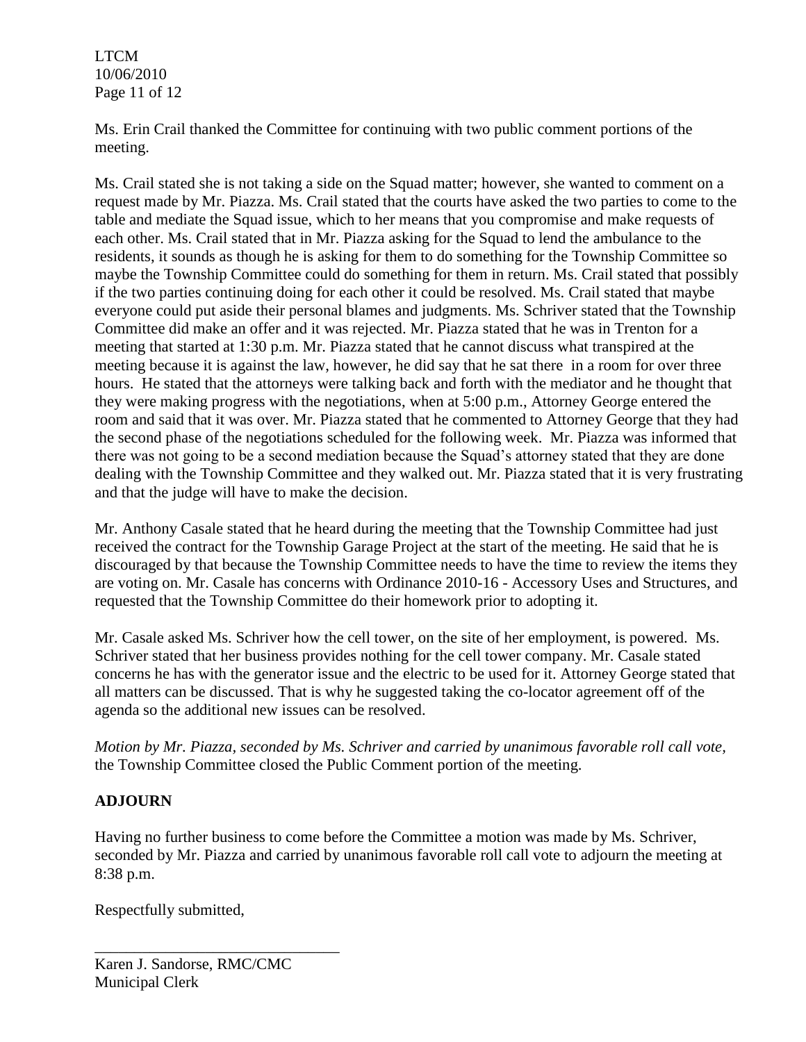Ms. Erin Crail thanked the Committee for continuing with two public comment portions of the meeting.

Ms. Crail stated she is not taking a side on the Squad matter; however, she wanted to comment on a request made by Mr. Piazza. Ms. Crail stated that the courts have asked the two parties to come to the table and mediate the Squad issue, which to her means that you compromise and make requests of each other. Ms. Crail stated that in Mr. Piazza asking for the Squad to lend the ambulance to the residents, it sounds as though he is asking for them to do something for the Township Committee so maybe the Township Committee could do something for them in return. Ms. Crail stated that possibly if the two parties continuing doing for each other it could be resolved. Ms. Crail stated that maybe everyone could put aside their personal blames and judgments. Ms. Schriver stated that the Township Committee did make an offer and it was rejected. Mr. Piazza stated that he was in Trenton for a meeting that started at 1:30 p.m. Mr. Piazza stated that he cannot discuss what transpired at the meeting because it is against the law, however, he did say that he sat there in a room for over three hours. He stated that the attorneys were talking back and forth with the mediator and he thought that they were making progress with the negotiations, when at 5:00 p.m., Attorney George entered the room and said that it was over. Mr. Piazza stated that he commented to Attorney George that they had the second phase of the negotiations scheduled for the following week. Mr. Piazza was informed that there was not going to be a second mediation because the Squad's attorney stated that they are done dealing with the Township Committee and they walked out. Mr. Piazza stated that it is very frustrating and that the judge will have to make the decision.

Mr. Anthony Casale stated that he heard during the meeting that the Township Committee had just received the contract for the Township Garage Project at the start of the meeting. He said that he is discouraged by that because the Township Committee needs to have the time to review the items they are voting on. Mr. Casale has concerns with Ordinance 2010-16 - Accessory Uses and Structures, and requested that the Township Committee do their homework prior to adopting it.

Mr. Casale asked Ms. Schriver how the cell tower, on the site of her employment, is powered. Ms. Schriver stated that her business provides nothing for the cell tower company. Mr. Casale stated concerns he has with the generator issue and the electric to be used for it. Attorney George stated that all matters can be discussed. That is why he suggested taking the co-locator agreement off of the agenda so the additional new issues can be resolved.

*Motion by Mr. Piazza, seconded by Ms. Schriver and carried by unanimous favorable roll call vote,* the Township Committee closed the Public Comment portion of the meeting.

**ADJOURN**

Having no further business to come before the Committee a motion was made by Ms. Schriver, seconded by Mr. Piazza and carried by unanimous favorable roll call vote to adjourn the meeting at 8:38 p.m.

Respectfully submitted,

\_\_\_\_\_\_\_\_\_\_\_\_\_\_\_\_\_\_\_\_\_\_\_\_\_\_\_\_\_\_\_\_

Karen J. Sandorse, RMC/CMC
Municipal Clerk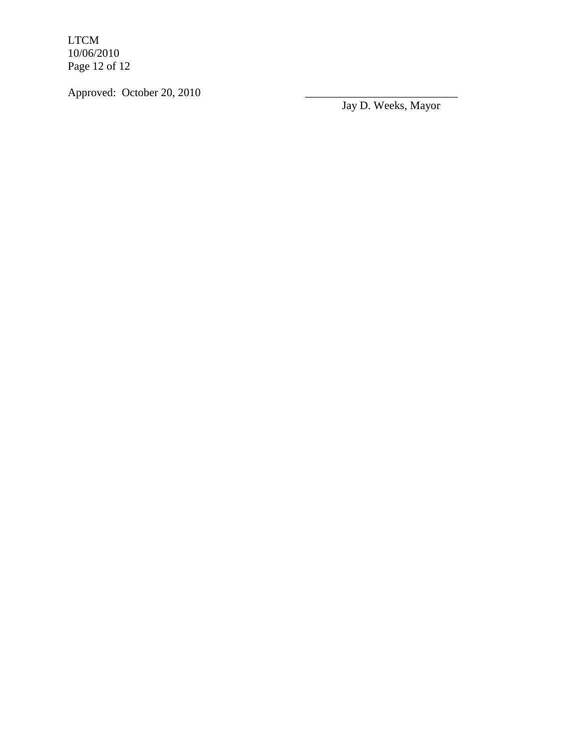Approved: October 20, 2010

___________________________
Jay D. Weeks, Mayor